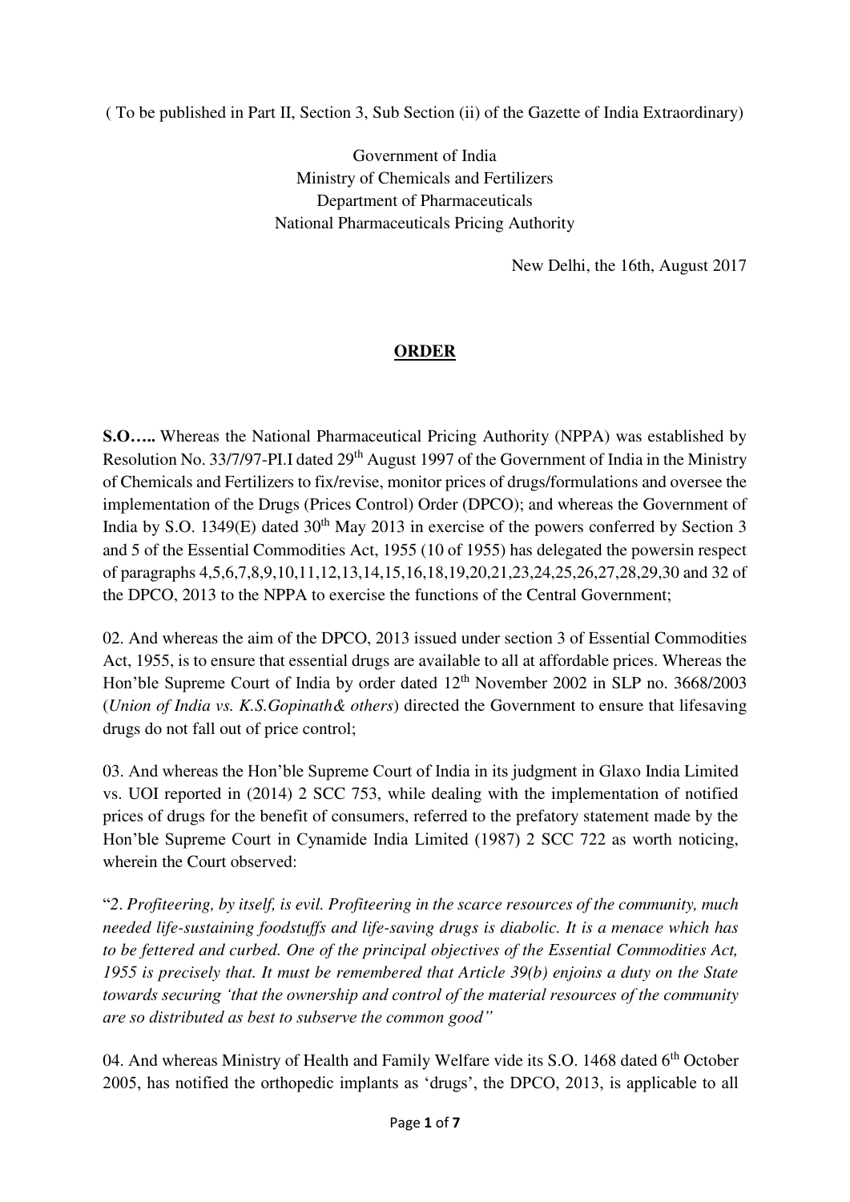( To be published in Part II, Section 3, Sub Section (ii) of the Gazette of India Extraordinary)

Government of India
Ministry of Chemicals and Fertilizers
Department of Pharmaceuticals
National Pharmaceuticals Pricing Authority

New Delhi, the 16th, August 2017

## ORDER

**S.O…..** Whereas the National Pharmaceutical Pricing Authority (NPPA) was established by Resolution No. 33/7/97-PI.I dated 29th August 1997 of the Government of India in the Ministry of Chemicals and Fertilizers to fix/revise, monitor prices of drugs/formulations and oversee the implementation of the Drugs (Prices Control) Order (DPCO); and whereas the Government of India by S.O. 1349(E) dated 30th May 2013 in exercise of the powers conferred by Section 3 and 5 of the Essential Commodities Act, 1955 (10 of 1955) has delegated the powersin respect of paragraphs 4,5,6,7,8,9,10,11,12,13,14,15,16,18,19,20,21,23,24,25,26,27,28,29,30 and 32 of the DPCO, 2013 to the NPPA to exercise the functions of the Central Government;

02. And whereas the aim of the DPCO, 2013 issued under section 3 of Essential Commodities Act, 1955, is to ensure that essential drugs are available to all at affordable prices. Whereas the Hon'ble Supreme Court of India by order dated 12th November 2002 in SLP no. 3668/2003 (*Union of India vs. K.S.Gopinath& others*) directed the Government to ensure that lifesaving drugs do not fall out of price control;

03. And whereas the Hon'ble Supreme Court of India in its judgment in Glaxo India Limited vs. UOI reported in (2014) 2 SCC 753, while dealing with the implementation of notified prices of drugs for the benefit of consumers, referred to the prefatory statement made by the Hon'ble Supreme Court in Cynamide India Limited (1987) 2 SCC 722 as worth noticing, wherein the Court observed:

"*2. Profiteering, by itself, is evil. Profiteering in the scarce resources of the community, much needed life-sustaining foodstuffs and life-saving drugs is diabolic. It is a menace which has to be fettered and curbed. One of the principal objectives of the Essential Commodities Act, 1955 is precisely that. It must be remembered that Article 39(b) enjoins a duty on the State towards securing 'that the ownership and control of the material resources of the community are so distributed as best to subserve the common good"*

04. And whereas Ministry of Health and Family Welfare vide its S.O. 1468 dated 6th October 2005, has notified the orthopedic implants as 'drugs', the DPCO, 2013, is applicable to all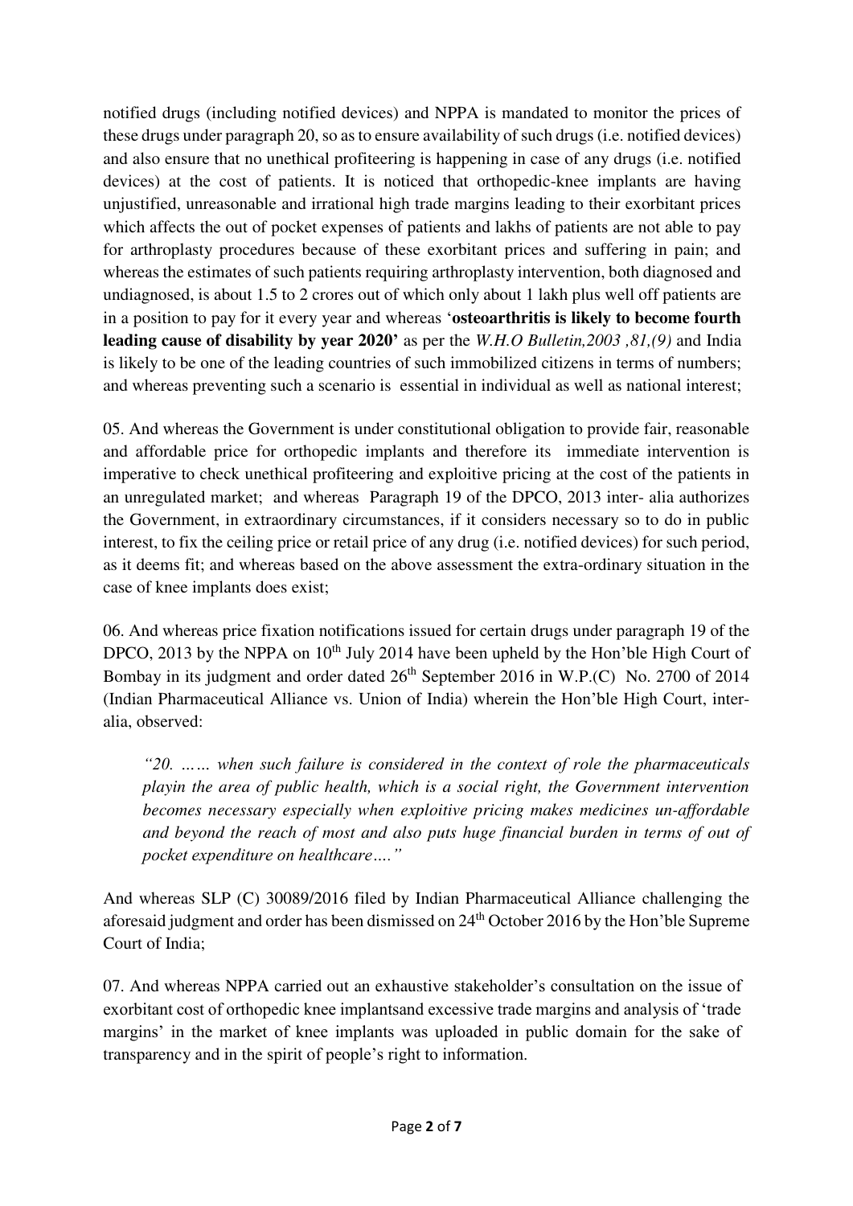notified drugs (including notified devices) and NPPA is mandated to monitor the prices of these drugs under paragraph 20, so as to ensure availability of such drugs (i.e. notified devices) and also ensure that no unethical profiteering is happening in case of any drugs (i.e. notified devices) at the cost of patients. It is noticed that orthopedic-knee implants are having unjustified, unreasonable and irrational high trade margins leading to their exorbitant prices which affects the out of pocket expenses of patients and lakhs of patients are not able to pay for arthroplasty procedures because of these exorbitant prices and suffering in pain; and whereas the estimates of such patients requiring arthroplasty intervention, both diagnosed and undiagnosed, is about 1.5 to 2 crores out of which only about 1 lakh plus well off patients are in a position to pay for it every year and whereas '**osteoarthritis is likely to become fourth leading cause of disability by year 2020'** as per the *W.H.O Bulletin,2003 ,81,(9)* and India is likely to be one of the leading countries of such immobilized citizens in terms of numbers; and whereas preventing such a scenario is essential in individual as well as national interest;

05. And whereas the Government is under constitutional obligation to provide fair, reasonable and affordable price for orthopedic implants and therefore its immediate intervention is imperative to check unethical profiteering and exploitive pricing at the cost of the patients in an unregulated market; and whereas Paragraph 19 of the DPCO, 2013 inter- alia authorizes the Government, in extraordinary circumstances, if it considers necessary so to do in public interest, to fix the ceiling price or retail price of any drug (i.e. notified devices) for such period, as it deems fit; and whereas based on the above assessment the extra-ordinary situation in the case of knee implants does exist;

06. And whereas price fixation notifications issued for certain drugs under paragraph 19 of the DPCO, 2013 by the NPPA on 10th July 2014 have been upheld by the Hon'ble High Court of Bombay in its judgment and order dated 26th September 2016 in W.P.(C) No. 2700 of 2014 (Indian Pharmaceutical Alliance vs. Union of India) wherein the Hon'ble High Court, inter-alia, observed:

> *"20. …… when such failure is considered in the context of role the pharmaceuticals playin the area of public health, which is a social right, the Government intervention becomes necessary especially when exploitive pricing makes medicines un-affordable and beyond the reach of most and also puts huge financial burden in terms of out of pocket expenditure on healthcare…."*

And whereas SLP (C) 30089/2016 filed by Indian Pharmaceutical Alliance challenging the aforesaid judgment and order has been dismissed on 24th October 2016 by the Hon'ble Supreme Court of India;

07. And whereas NPPA carried out an exhaustive stakeholder's consultation on the issue of exorbitant cost of orthopedic knee implantsand excessive trade margins and analysis of 'trade margins' in the market of knee implants was uploaded in public domain for the sake of transparency and in the spirit of people's right to information.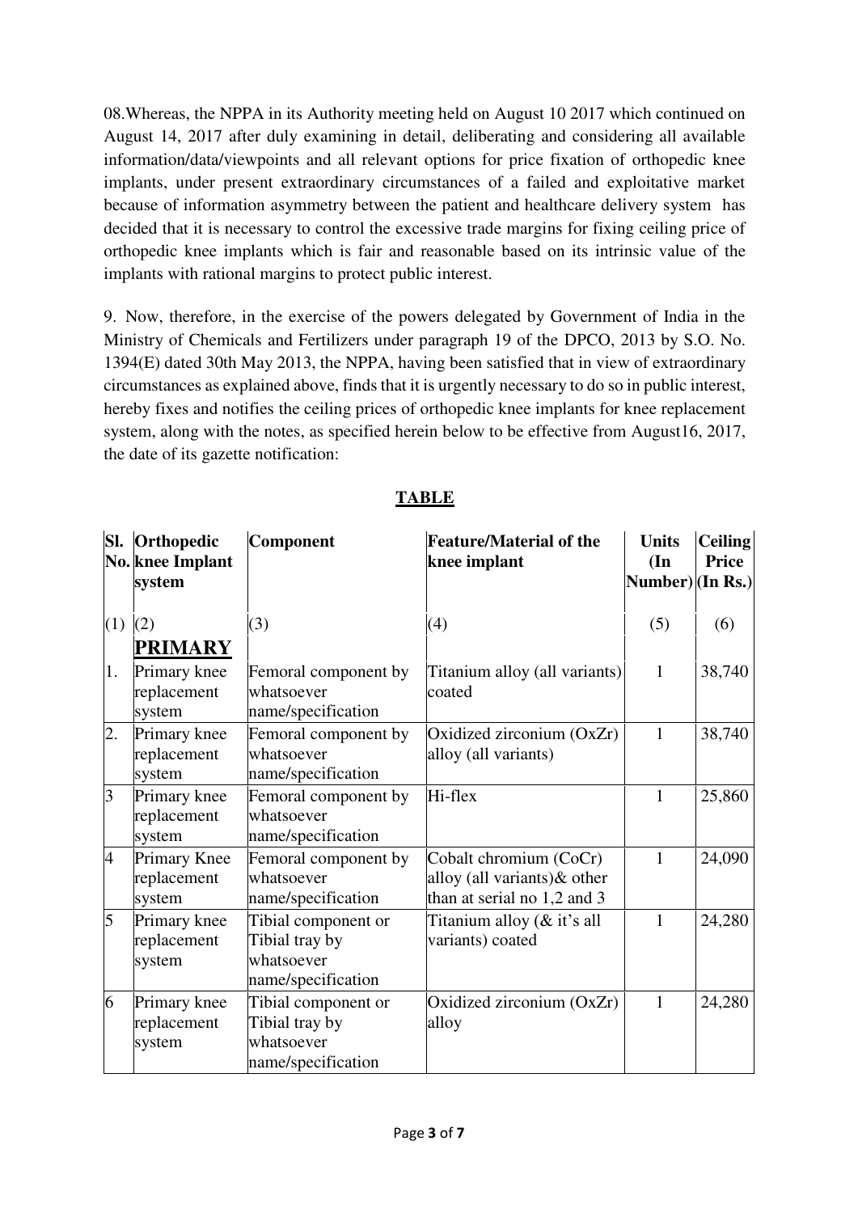08.Whereas, the NPPA in its Authority meeting held on August 10 2017 which continued on August 14, 2017 after duly examining in detail, deliberating and considering all available information/data/viewpoints and all relevant options for price fixation of orthopedic knee implants, under present extraordinary circumstances of a failed and exploitative market because of information asymmetry between the patient and healthcare delivery system has decided that it is necessary to control the excessive trade margins for fixing ceiling price of orthopedic knee implants which is fair and reasonable based on its intrinsic value of the implants with rational margins to protect public interest.

9. Now, therefore, in the exercise of the powers delegated by Government of India in the Ministry of Chemicals and Fertilizers under paragraph 19 of the DPCO, 2013 by S.O. No. 1394(E) dated 30th May 2013, the NPPA, having been satisfied that in view of extraordinary circumstances as explained above, finds that it is urgently necessary to do so in public interest, hereby fixes and notifies the ceiling prices of orthopedic knee implants for knee replacement system, along with the notes, as specified herein below to be effective from August16, 2017, the date of its gazette notification:

## TABLE

| Sl. No. | Orthopedic knee Implant system | Component | Feature/Material of the knee implant | Units (In Number) | Ceiling Price (In Rs.) |
|---|---|---|---|---|---|
| (1) | (2) | (3) | (4) | (5) | (6) |
| | **PRIMARY** | | | | |
| 1. | Primary knee replacement system | Femoral component by whatsoever name/specification | Titanium alloy (all variants) coated | 1 | 38,740 |
| 2. | Primary knee replacement system | Femoral component by whatsoever name/specification | Oxidized zirconium (OxZr) alloy (all variants) | 1 | 38,740 |
| 3 | Primary knee replacement system | Femoral component by whatsoever name/specification | Hi-flex | 1 | 25,860 |
| 4 | Primary Knee replacement system | Femoral component by whatsoever name/specification | Cobalt chromium (CoCr) alloy (all variants)& other than at serial no 1,2 and 3 | 1 | 24,090 |
| 5 | Primary knee replacement system | Tibial component or Tibial tray by whatsoever name/specification | Titanium alloy (& it's all variants) coated | 1 | 24,280 |
| 6 | Primary knee replacement system | Tibial component or Tibial tray by whatsoever name/specification | Oxidized zirconium (OxZr) alloy | 1 | 24,280 |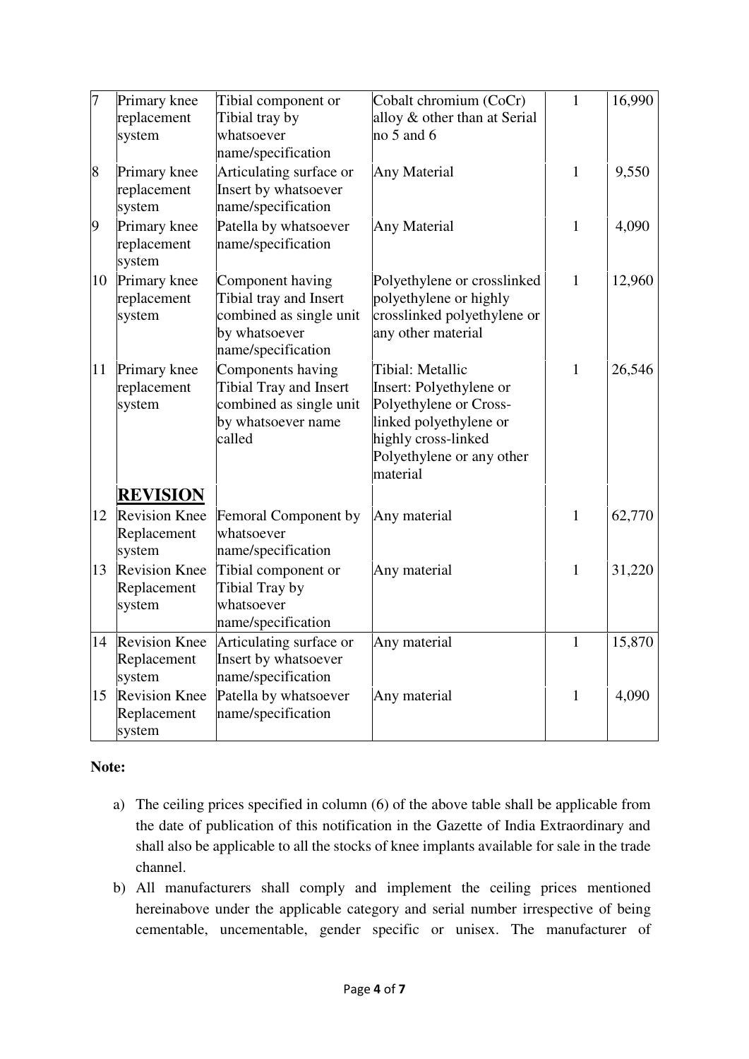| 7 | Primary knee replacement system | Tibial component or Tibial tray by whatsoever name/specification | Cobalt chromium (CoCr) alloy & other than at Serial no 5 and 6 | 1 | 16,990 |
|---|---|---|---|---|---|
| 8 | Primary knee replacement system | Articulating surface or Insert by whatsoever name/specification | Any Material | 1 | 9,550 |
| 9 | Primary knee replacement system | Patella by whatsoever name/specification | Any Material | 1 | 4,090 |
| 10 | Primary knee replacement system | Component having Tibial tray and Insert combined as single unit by whatsoever name/specification | Polyethylene or crosslinked polyethylene or highly crosslinked polyethylene or any other material | 1 | 12,960 |
| 11 | Primary knee replacement system | Components having Tibial Tray and Insert combined as single unit by whatsoever name called | Tibial: Metallic Insert: Polyethylene or Polyethylene or Cross-linked polyethylene or highly cross-linked Polyethylene or any other material | 1 | 26,546 |
| | **REVISION** | | | | |
| 12 | Revision Knee Replacement system | Femoral Component by whatsoever name/specification | Any material | 1 | 62,770 |
| 13 | Revision Knee Replacement system | Tibial component or Tibial Tray by whatsoever name/specification | Any material | 1 | 31,220 |
| 14 | Revision Knee Replacement system | Articulating surface or Insert by whatsoever name/specification | Any material | 1 | 15,870 |
| 15 | Revision Knee Replacement system | Patella by whatsoever name/specification | Any material | 1 | 4,090 |

**Note:**

a) The ceiling prices specified in column (6) of the above table shall be applicable from the date of publication of this notification in the Gazette of India Extraordinary and shall also be applicable to all the stocks of knee implants available for sale in the trade channel.

b) All manufacturers shall comply and implement the ceiling prices mentioned hereinabove under the applicable category and serial number irrespective of being cementable, uncementable, gender specific or unisex. The manufacturer of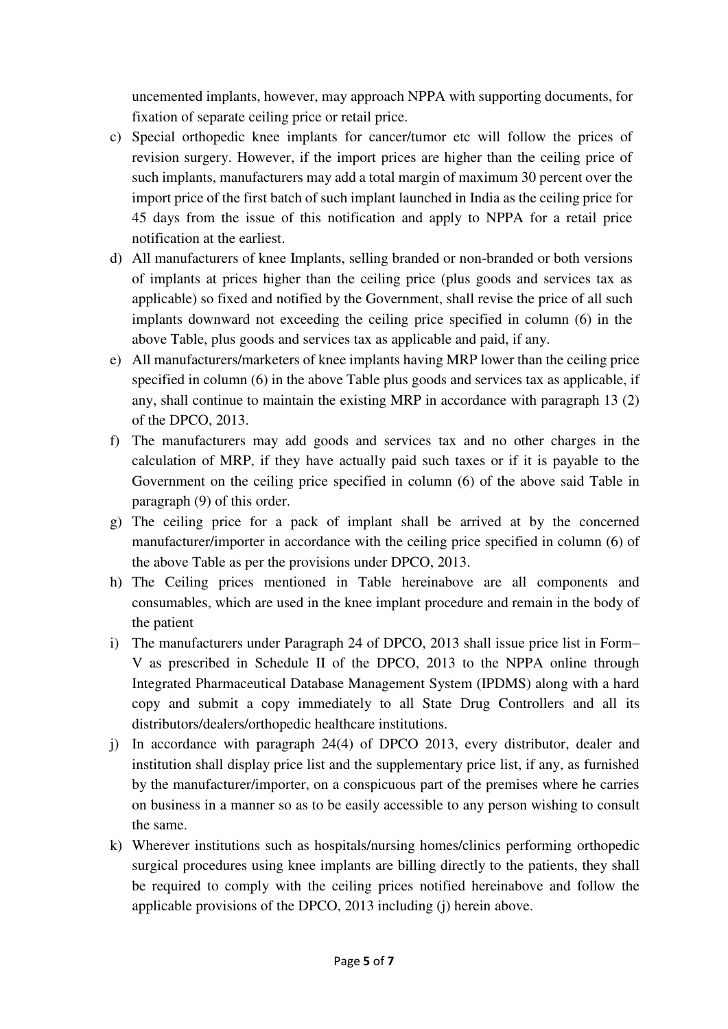uncemented implants, however, may approach NPPA with supporting documents, for fixation of separate ceiling price or retail price.

c) Special orthopedic knee implants for cancer/tumor etc will follow the prices of revision surgery. However, if the import prices are higher than the ceiling price of such implants, manufacturers may add a total margin of maximum 30 percent over the import price of the first batch of such implant launched in India as the ceiling price for 45 days from the issue of this notification and apply to NPPA for a retail price notification at the earliest.

d) All manufacturers of knee Implants, selling branded or non-branded or both versions of implants at prices higher than the ceiling price (plus goods and services tax as applicable) so fixed and notified by the Government, shall revise the price of all such implants downward not exceeding the ceiling price specified in column (6) in the above Table, plus goods and services tax as applicable and paid, if any.

e) All manufacturers/marketers of knee implants having MRP lower than the ceiling price specified in column (6) in the above Table plus goods and services tax as applicable, if any, shall continue to maintain the existing MRP in accordance with paragraph 13 (2) of the DPCO, 2013.

f) The manufacturers may add goods and services tax and no other charges in the calculation of MRP, if they have actually paid such taxes or if it is payable to the Government on the ceiling price specified in column (6) of the above said Table in paragraph (9) of this order.

g) The ceiling price for a pack of implant shall be arrived at by the concerned manufacturer/importer in accordance with the ceiling price specified in column (6) of the above Table as per the provisions under DPCO, 2013.

h) The Ceiling prices mentioned in Table hereinabove are all components and consumables, which are used in the knee implant procedure and remain in the body of the patient

i) The manufacturers under Paragraph 24 of DPCO, 2013 shall issue price list in Form–V as prescribed in Schedule II of the DPCO, 2013 to the NPPA online through Integrated Pharmaceutical Database Management System (IPDMS) along with a hard copy and submit a copy immediately to all State Drug Controllers and all its distributors/dealers/orthopedic healthcare institutions.

j) In accordance with paragraph 24(4) of DPCO 2013, every distributor, dealer and institution shall display price list and the supplementary price list, if any, as furnished by the manufacturer/importer, on a conspicuous part of the premises where he carries on business in a manner so as to be easily accessible to any person wishing to consult the same.

k) Wherever institutions such as hospitals/nursing homes/clinics performing orthopedic surgical procedures using knee implants are billing directly to the patients, they shall be required to comply with the ceiling prices notified hereinabove and follow the applicable provisions of the DPCO, 2013 including (j) herein above.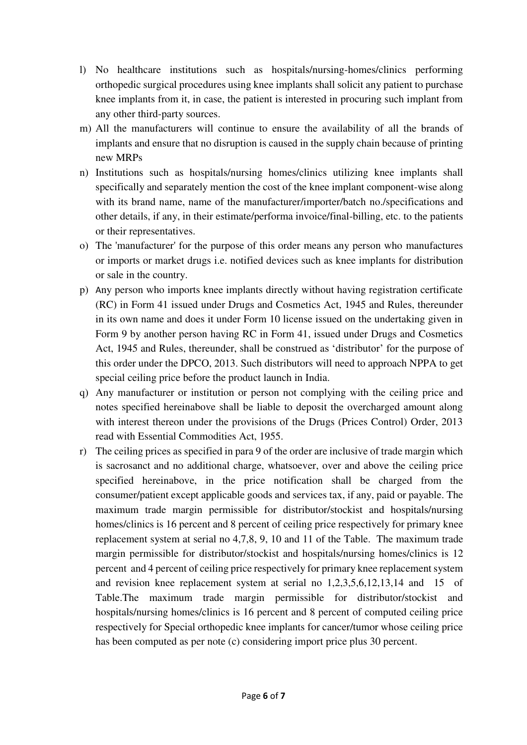l) No healthcare institutions such as hospitals/nursing-homes/clinics performing orthopedic surgical procedures using knee implants shall solicit any patient to purchase knee implants from it, in case, the patient is interested in procuring such implant from any other third-party sources.

m) All the manufacturers will continue to ensure the availability of all the brands of implants and ensure that no disruption is caused in the supply chain because of printing new MRPs

n) Institutions such as hospitals/nursing homes/clinics utilizing knee implants shall specifically and separately mention the cost of the knee implant component-wise along with its brand name, name of the manufacturer/importer/batch no./specifications and other details, if any, in their estimate/performa invoice/final-billing, etc. to the patients or their representatives.

o) The 'manufacturer' for the purpose of this order means any person who manufactures or imports or market drugs i.e. notified devices such as knee implants for distribution or sale in the country.

p) Any person who imports knee implants directly without having registration certificate (RC) in Form 41 issued under Drugs and Cosmetics Act, 1945 and Rules, thereunder in its own name and does it under Form 10 license issued on the undertaking given in Form 9 by another person having RC in Form 41, issued under Drugs and Cosmetics Act, 1945 and Rules, thereunder, shall be construed as 'distributor' for the purpose of this order under the DPCO, 2013. Such distributors will need to approach NPPA to get special ceiling price before the product launch in India.

q) Any manufacturer or institution or person not complying with the ceiling price and notes specified hereinabove shall be liable to deposit the overcharged amount along with interest thereon under the provisions of the Drugs (Prices Control) Order, 2013 read with Essential Commodities Act, 1955.

r) The ceiling prices as specified in para 9 of the order are inclusive of trade margin which is sacrosanct and no additional charge, whatsoever, over and above the ceiling price specified hereinabove, in the price notification shall be charged from the consumer/patient except applicable goods and services tax, if any, paid or payable. The maximum trade margin permissible for distributor/stockist and hospitals/nursing homes/clinics is 16 percent and 8 percent of ceiling price respectively for primary knee replacement system at serial no 4,7,8, 9, 10 and 11 of the Table. The maximum trade margin permissible for distributor/stockist and hospitals/nursing homes/clinics is 12 percent and 4 percent of ceiling price respectively for primary knee replacement system and revision knee replacement system at serial no 1,2,3,5,6,12,13,14 and 15 of Table.The maximum trade margin permissible for distributor/stockist and hospitals/nursing homes/clinics is 16 percent and 8 percent of computed ceiling price respectively for Special orthopedic knee implants for cancer/tumor whose ceiling price has been computed as per note (c) considering import price plus 30 percent.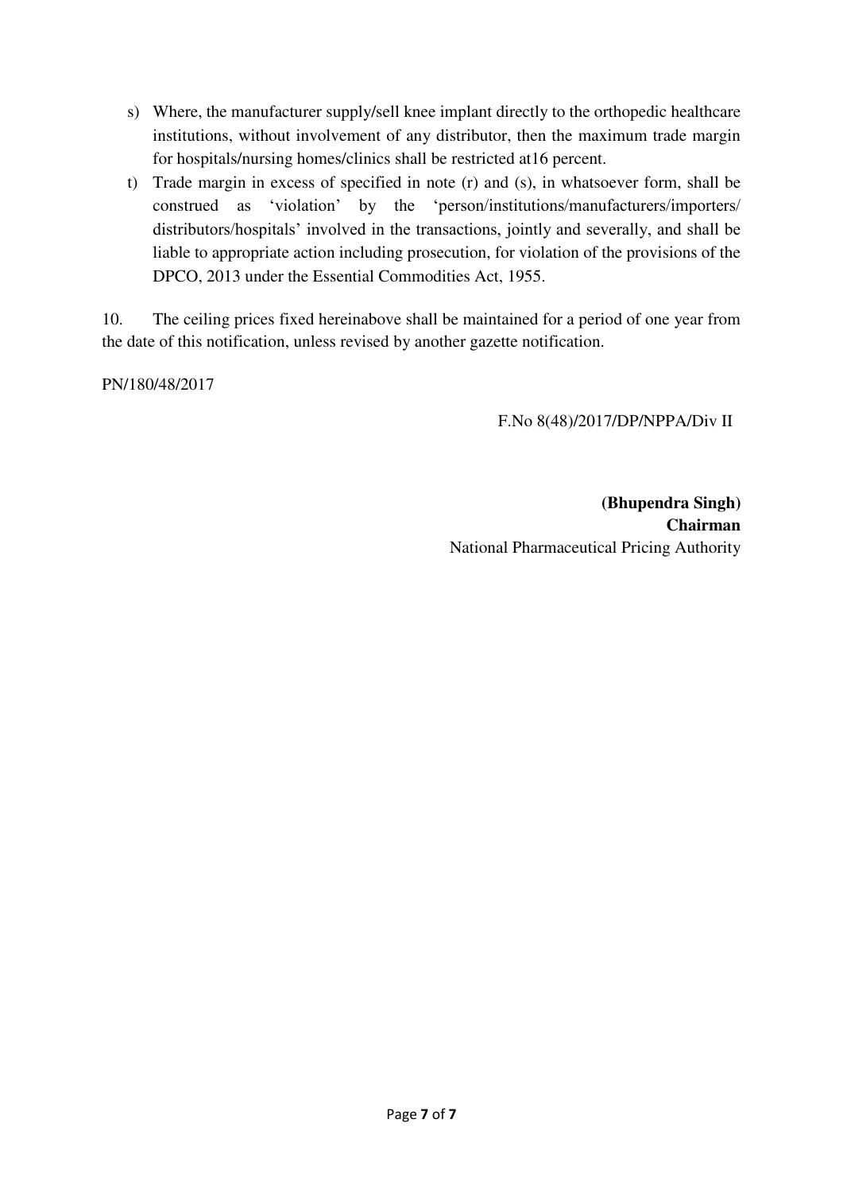s) Where, the manufacturer supply/sell knee implant directly to the orthopedic healthcare institutions, without involvement of any distributor, then the maximum trade margin for hospitals/nursing homes/clinics shall be restricted at16 percent.

t) Trade margin in excess of specified in note (r) and (s), in whatsoever form, shall be construed as 'violation' by the 'person/institutions/manufacturers/importers/ distributors/hospitals' involved in the transactions, jointly and severally, and shall be liable to appropriate action including prosecution, for violation of the provisions of the DPCO, 2013 under the Essential Commodities Act, 1955.

10. The ceiling prices fixed hereinabove shall be maintained for a period of one year from the date of this notification, unless revised by another gazette notification.

PN/180/48/2017

F.No 8(48)/2017/DP/NPPA/Div II

**(Bhupendra Singh)**
**Chairman**
National Pharmaceutical Pricing Authority